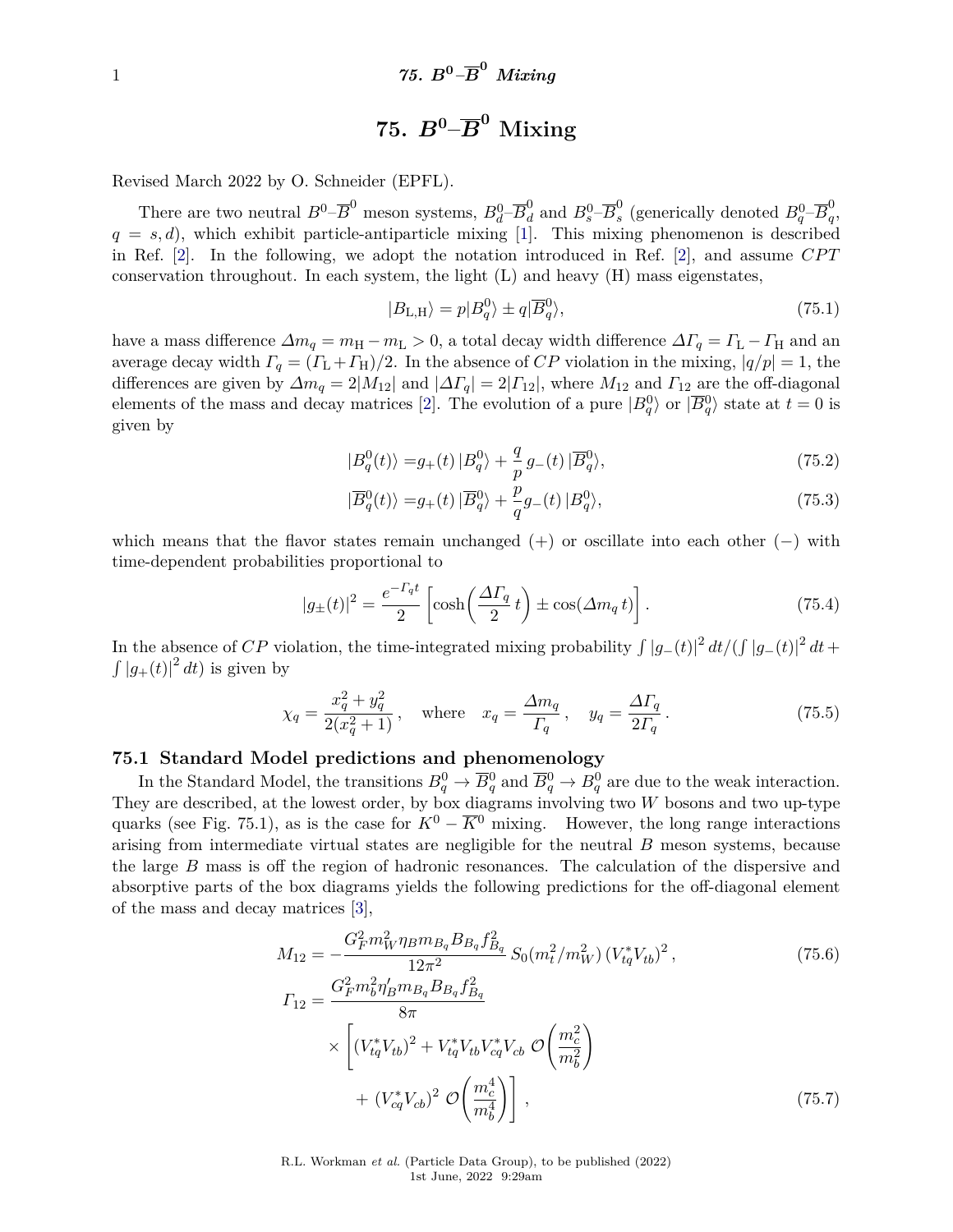# 75. $B^0$–$\overline{B}^0$ Mixing

Revised March 2022 by O. Schneider (EPFL).

There are two neutral $B^0$–$\overline{B}^0$ meson systems, $B^0_d$–$\overline{B}^0_d$ and $B^0_s$–$\overline{B}^0_s$ (generically denoted $B^0_q$–$\overline{B}^0_q$, $q = s, d$), which exhibit particle-antiparticle mixing [1]. This mixing phenomenon is described in Ref. [2]. In the following, we adopt the notation introduced in Ref. [2], and assume $CPT$ conservation throughout. In each system, the light (L) and heavy (H) mass eigenstates,

$$|B_{\mathrm{L,H}}\rangle = p|B^0_q\rangle \pm q|\overline{B}^0_q\rangle, \tag{75.1}$$

have a mass difference $\Delta m_q = m_{\mathrm{H}} - m_{\mathrm{L}} > 0$, a total decay width difference $\Delta\Gamma_q = \Gamma_{\mathrm{L}} - \Gamma_{\mathrm{H}}$ and an average decay width $\Gamma_q = (\Gamma_{\mathrm{L}} + \Gamma_{\mathrm{H}})/2$. In the absence of $CP$ violation in the mixing, $|q/p| = 1$, the differences are given by $\Delta m_q = 2|M_{12}|$ and $|\Delta\Gamma_q| = 2|\Gamma_{12}|$, where $M_{12}$ and $\Gamma_{12}$ are the off-diagonal elements of the mass and decay matrices [2]. The evolution of a pure $|B^0_q\rangle$ or $|\overline{B}^0_q\rangle$ state at $t = 0$ is given by

$$|B^0_q(t)\rangle = g_+(t)\,|B^0_q\rangle + \frac{q}{p}\,g_-(t)\,|\overline{B}^0_q\rangle, \tag{75.2}$$

$$|\overline{B}^0_q(t)\rangle = g_+(t)\,|\overline{B}^0_q\rangle + \frac{p}{q}g_-(t)\,|B^0_q\rangle, \tag{75.3}$$

which means that the flavor states remain unchanged (+) or oscillate into each other (−) with time-dependent probabilities proportional to

$$|g_\pm(t)|^2 = \frac{e^{-\Gamma_q t}}{2}\left[\cosh\!\left(\frac{\Delta\Gamma_q}{2}\,t\right) \pm \cos(\Delta m_q\,t)\right]. \tag{75.4}$$

In the absence of $CP$ violation, the time-integrated mixing probability $\int |g_-(t)|^2\,dt/(\int |g_-(t)|^2\,dt + \int |g_+(t)|^2\,dt)$ is given by

$$\chi_q = \frac{x_q^2 + y_q^2}{2(x_q^2 + 1)}\,, \quad \text{where} \quad x_q = \frac{\Delta m_q}{\Gamma_q}\,, \quad y_q = \frac{\Delta\Gamma_q}{2\Gamma_q}\,. \tag{75.5}$$

## 75.1 Standard Model predictions and phenomenology

In the Standard Model, the transitions $B^0_q \to \overline{B}^0_q$ and $\overline{B}^0_q \to B^0_q$ are due to the weak interaction. They are described, at the lowest order, by box diagrams involving two $W$ bosons and two up-type quarks (see Fig. 75.1), as is the case for $K^0 - \overline{K}^0$ mixing. However, the long range interactions arising from intermediate virtual states are negligible for the neutral $B$ meson systems, because the large $B$ mass is off the region of hadronic resonances. The calculation of the dispersive and absorptive parts of the box diagrams yields the following predictions for the off-diagonal element of the mass and decay matrices [3],

$$M_{12} = -\frac{G_F^2 m_W^2 \eta_B m_{B_q} B_{B_q} f_{B_q}^2}{12\pi^2}\,S_0(m_t^2/m_W^2)\,(V_{tq}^* V_{tb})^2\,, \tag{75.6}$$

$$\begin{aligned}
\Gamma_{12} = {} & \frac{G_F^2 m_b^2 \eta'_B m_{B_q} B_{B_q} f_{B_q}^2}{8\pi} \\
& \times \left[(V_{tq}^* V_{tb})^2 + V_{tq}^* V_{tb} V_{cq}^* V_{cb}\;\mathcal{O}\!\left(\frac{m_c^2}{m_b^2}\right)\right. \\
& \quad \left. +\;(V_{cq}^* V_{cb})^2\;\mathcal{O}\!\left(\frac{m_c^4}{m_b^4}\right)\right]\,,
\end{aligned} \tag{75.7}$$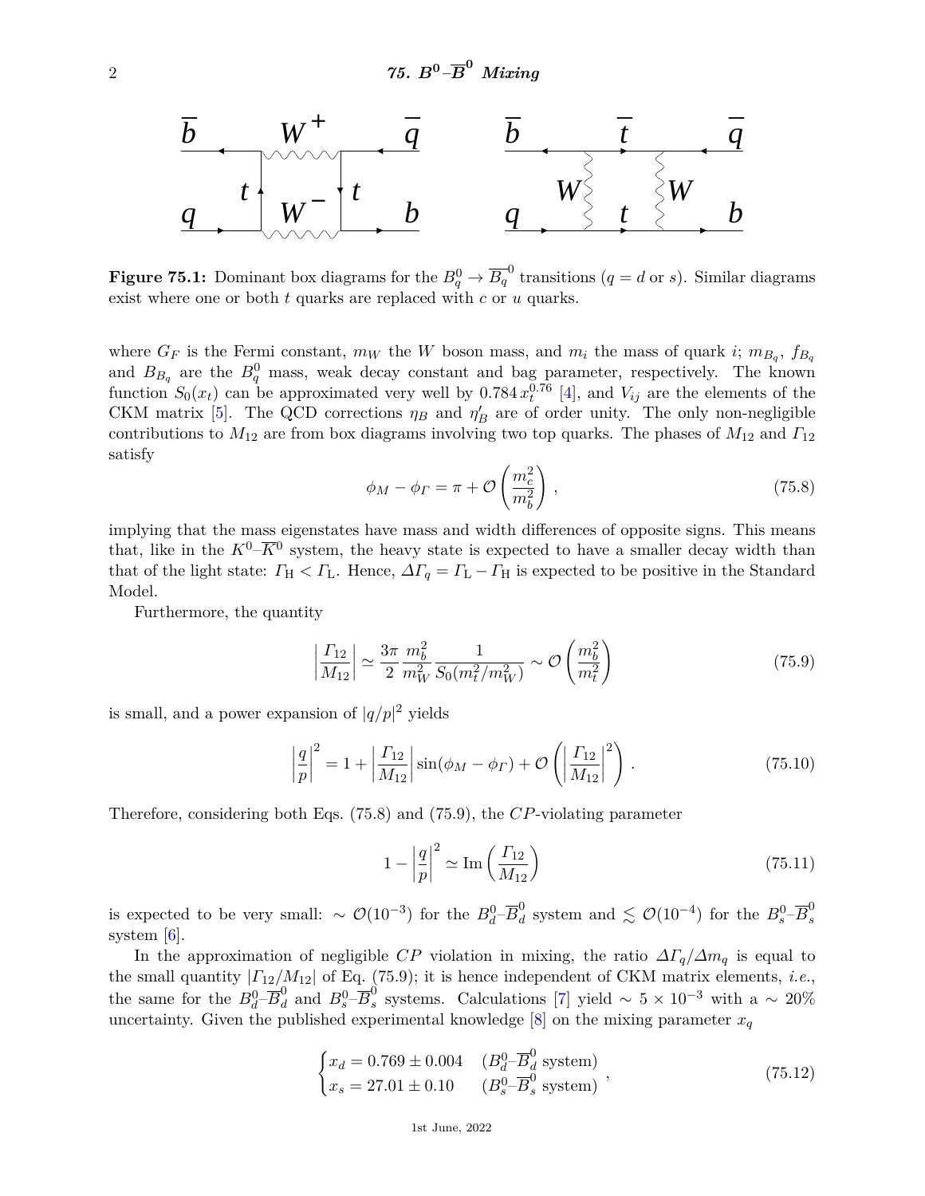**Figure 75.1:** Dominant box diagrams for the $B_q^0 \to \overline{B}_q^0$ transitions ($q = d$ or $s$). Similar diagrams exist where one or both $t$ quarks are replaced with $c$ or $u$ quarks.

where $G_F$ is the Fermi constant, $m_W$ the $W$ boson mass, and $m_i$ the mass of quark $i$; $m_{B_q}$, $f_{B_q}$ and $B_{B_q}$ are the $B_q^0$ mass, weak decay constant and bag parameter, respectively. The known function $S_0(x_t)$ can be approximated very well by $0.784\, x_t^{0.76}$ [4], and $V_{ij}$ are the elements of the CKM matrix [5]. The QCD corrections $\eta_B$ and $\eta'_B$ are of order unity. The only non-negligible contributions to $M_{12}$ are from box diagrams involving two top quarks. The phases of $M_{12}$ and $\Gamma_{12}$ satisfy

$$\phi_M - \phi_\Gamma = \pi + \mathcal{O}\left(\frac{m_c^2}{m_b^2}\right), \tag{75.8}$$

implying that the mass eigenstates have mass and width differences of opposite signs. This means that, like in the $K^0$–$\overline{K}^0$ system, the heavy state is expected to have a smaller decay width than that of the light state: $\Gamma_{\rm H} < \Gamma_{\rm L}$. Hence, $\Delta\Gamma_q = \Gamma_{\rm L} - \Gamma_{\rm H}$ is expected to be positive in the Standard Model.

Furthermore, the quantity

$$\left|\frac{\Gamma_{12}}{M_{12}}\right| \simeq \frac{3\pi}{2}\frac{m_b^2}{m_W^2}\frac{1}{S_0(m_t^2/m_W^2)} \sim \mathcal{O}\left(\frac{m_b^2}{m_t^2}\right) \tag{75.9}$$

is small, and a power expansion of $|q/p|^2$ yields

$$\left|\frac{q}{p}\right|^2 = 1 + \left|\frac{\Gamma_{12}}{M_{12}}\right| \sin(\phi_M - \phi_\Gamma) + \mathcal{O}\left(\left|\frac{\Gamma_{12}}{M_{12}}\right|^2\right). \tag{75.10}$$

Therefore, considering both Eqs. (75.8) and (75.9), the $CP$-violating parameter

$$1 - \left|\frac{q}{p}\right|^2 \simeq {\rm Im}\left(\frac{\Gamma_{12}}{M_{12}}\right) \tag{75.11}$$

is expected to be very small: $\sim \mathcal{O}(10^{-3})$ for the $B_d^0$–$\overline{B}_d^0$ system and $\lesssim \mathcal{O}(10^{-4})$ for the $B_s^0$–$\overline{B}_s^0$ system [6].

In the approximation of negligible $CP$ violation in mixing, the ratio $\Delta\Gamma_q/\Delta m_q$ is equal to the small quantity $|\Gamma_{12}/M_{12}|$ of Eq. (75.9); it is hence independent of CKM matrix elements, *i.e.*, the same for the $B_d^0$–$\overline{B}_d^0$ and $B_s^0$–$\overline{B}_s^0$ systems. Calculations [7] yield $\sim 5 \times 10^{-3}$ with a $\sim 20\%$ uncertainty. Given the published experimental knowledge [8] on the mixing parameter $x_q$

$$\begin{cases} x_d = 0.769 \pm 0.004 & (B_d^0\text{–}\overline{B}_d^0 \text{ system}) \\ x_s = 27.01 \pm 0.10 & (B_s^0\text{–}\overline{B}_s^0 \text{ system}) \end{cases}, \tag{75.12}$$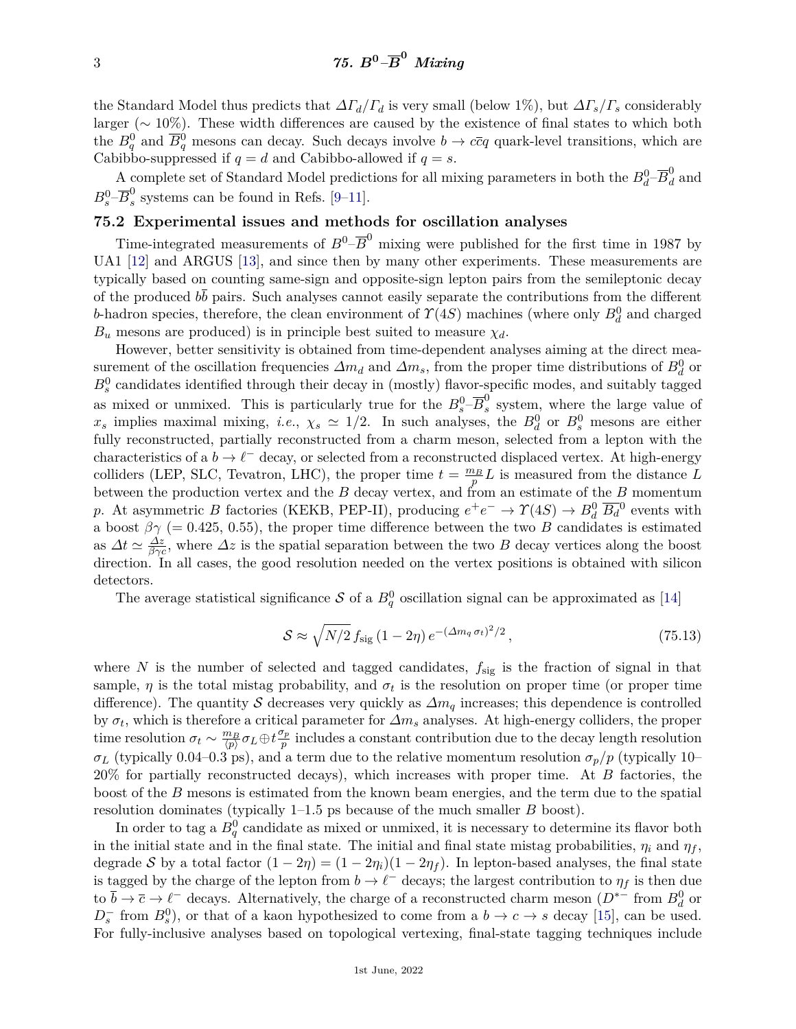the Standard Model thus predicts that $\Delta\Gamma_d/\Gamma_d$ is very small (below 1%), but $\Delta\Gamma_s/\Gamma_s$ considerably larger ($\sim$ 10%). These width differences are caused by the existence of final states to which both the $B_q^0$ and $\overline{B}_q^0$ mesons can decay. Such decays involve $b \to c\bar{c}q$ quark-level transitions, which are Cabibbo-suppressed if $q = d$ and Cabibbo-allowed if $q = s$.

A complete set of Standard Model predictions for all mixing parameters in both the $B_d^0$–$\overline{B}_d^0$ and $B_s^0$–$\overline{B}_s^0$ systems can be found in Refs. [9–11].

## 75.2 Experimental issues and methods for oscillation analyses

Time-integrated measurements of $B^0$–$\overline{B}^0$ mixing were published for the first time in 1987 by UA1 [12] and ARGUS [13], and since then by many other experiments. These measurements are typically based on counting same-sign and opposite-sign lepton pairs from the semileptonic decay of the produced $b\bar{b}$ pairs. Such analyses cannot easily separate the contributions from the different $b$-hadron species, therefore, the clean environment of $\Upsilon(4S)$ machines (where only $B_d^0$ and charged $B_u$ mesons are produced) is in principle best suited to measure $\chi_d$.

However, better sensitivity is obtained from time-dependent analyses aiming at the direct measurement of the oscillation frequencies $\Delta m_d$ and $\Delta m_s$, from the proper time distributions of $B_d^0$ or $B_s^0$ candidates identified through their decay in (mostly) flavor-specific modes, and suitably tagged as mixed or unmixed. This is particularly true for the $B_s^0$–$\overline{B}_s^0$ system, where the large value of $x_s$ implies maximal mixing, *i.e.*, $\chi_s \simeq 1/2$. In such analyses, the $B_d^0$ or $B_s^0$ mesons are either fully reconstructed, partially reconstructed from a charm meson, selected from a lepton with the characteristics of a $b \to \ell^-$ decay, or selected from a reconstructed displaced vertex. At high-energy colliders (LEP, SLC, Tevatron, LHC), the proper time $t = \frac{m_B}{p}L$ is measured from the distance $L$ between the production vertex and the $B$ decay vertex, and from an estimate of the $B$ momentum $p$. At asymmetric $B$ factories (KEKB, PEP-II), producing $e^+e^- \to \Upsilon(4S) \to B_d^0\,\overline{B_d}^0$ events with a boost $\beta\gamma$ (= 0.425, 0.55), the proper time difference between the two $B$ candidates is estimated as $\Delta t \simeq \frac{\Delta z}{\beta\gamma c}$, where $\Delta z$ is the spatial separation between the two $B$ decay vertices along the boost direction. In all cases, the good resolution needed on the vertex positions is obtained with silicon detectors.

The average statistical significance $\mathcal{S}$ of a $B_q^0$ oscillation signal can be approximated as [14]

$$\mathcal{S} \approx \sqrt{N/2}\, f_{\text{sig}}\,(1-2\eta)\, e^{-(\Delta m_q\,\sigma_t)^2/2}\,, \tag{75.13}$$

where $N$ is the number of selected and tagged candidates, $f_{\text{sig}}$ is the fraction of signal in that sample, $\eta$ is the total mistag probability, and $\sigma_t$ is the resolution on proper time (or proper time difference). The quantity $\mathcal{S}$ decreases very quickly as $\Delta m_q$ increases; this dependence is controlled by $\sigma_t$, which is therefore a critical parameter for $\Delta m_s$ analyses. At high-energy colliders, the proper time resolution $\sigma_t \sim \frac{m_B}{\langle p\rangle}\sigma_L \oplus t\frac{\sigma_p}{p}$ includes a constant contribution due to the decay length resolution $\sigma_L$ (typically 0.04–0.3 ps), and a term due to the relative momentum resolution $\sigma_p/p$ (typically 10–20% for partially reconstructed decays), which increases with proper time. At $B$ factories, the boost of the $B$ mesons is estimated from the known beam energies, and the term due to the spatial resolution dominates (typically 1–1.5 ps because of the much smaller $B$ boost).

In order to tag a $B_q^0$ candidate as mixed or unmixed, it is necessary to determine its flavor both in the initial state and in the final state. The initial and final state mistag probabilities, $\eta_i$ and $\eta_f$, degrade $\mathcal{S}$ by a total factor $(1-2\eta) = (1-2\eta_i)(1-2\eta_f)$. In lepton-based analyses, the final state is tagged by the charge of the lepton from $b \to \ell^-$ decays; the largest contribution to $\eta_f$ is then due to $\bar{b} \to \bar{c} \to \ell^-$ decays. Alternatively, the charge of a reconstructed charm meson ($D^{*-}$ from $B_d^0$ or $D_s^-$ from $B_s^0$), or that of a kaon hypothesized to come from a $b \to c \to s$ decay [15], can be used. For fully-inclusive analyses based on topological vertexing, final-state tagging techniques include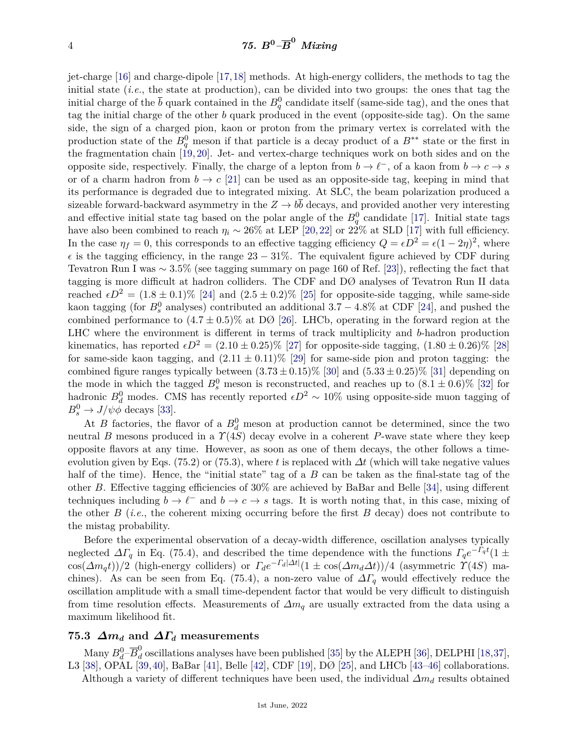jet-charge [16] and charge-dipole [17,18] methods. At high-energy colliders, the methods to tag the initial state (*i.e.*, the state at production), can be divided into two groups: the ones that tag the initial charge of the $\overline{b}$ quark contained in the $B^0_q$ candidate itself (same-side tag), and the ones that tag the initial charge of the other $b$ quark produced in the event (opposite-side tag). On the same side, the sign of a charged pion, kaon or proton from the primary vertex is correlated with the production state of the $B^0_q$ meson if that particle is a decay product of a $B^{**}$ state or the first in the fragmentation chain [19,20]. Jet- and vertex-charge techniques work on both sides and on the opposite side, respectively. Finally, the charge of a lepton from $b \to \ell^-$, of a kaon from $b \to c \to s$ or of a charm hadron from $b \to c$ [21] can be used as an opposite-side tag, keeping in mind that its performance is degraded due to integrated mixing. At SLC, the beam polarization produced a sizeable forward-backward asymmetry in the $Z \to b\overline{b}$ decays, and provided another very interesting and effective initial state tag based on the polar angle of the $B^0_q$ candidate [17]. Initial state tags have also been combined to reach $\eta_i \sim 26\%$ at LEP [20,22] or 22% at SLD [17] with full efficiency. In the case $\eta_f = 0$, this corresponds to an effective tagging efficiency $Q = \epsilon D^2 = \epsilon(1-2\eta)^2$, where $\epsilon$ is the tagging efficiency, in the range $23 - 31\%$. The equivalent figure achieved by CDF during Tevatron Run I was $\sim 3.5\%$ (see tagging summary on page 160 of Ref. [23]), reflecting the fact that tagging is more difficult at hadron colliders. The CDF and DØ analyses of Tevatron Run II data reached $\epsilon D^2 = (1.8 \pm 0.1)\%$ [24] and $(2.5 \pm 0.2)\%$ [25] for opposite-side tagging, while same-side kaon tagging (for $B^0_s$ analyses) contributed an additional $3.7 - 4.8\%$ at CDF [24], and pushed the combined performance to $(4.7 \pm 0.5)\%$ at DØ [26]. LHCb, operating in the forward region at the LHC where the environment is different in terms of track multiplicity and $b$-hadron production kinematics, has reported $\epsilon D^2 = (2.10 \pm 0.25)\%$ [27] for opposite-side tagging, $(1.80 \pm 0.26)\%$ [28] for same-side kaon tagging, and $(2.11 \pm 0.11)\%$ [29] for same-side pion and proton tagging: the combined figure ranges typically between $(3.73 \pm 0.15)\%$ [30] and $(5.33 \pm 0.25)\%$ [31] depending on the mode in which the tagged $B^0_s$ meson is reconstructed, and reaches up to $(8.1 \pm 0.6)\%$ [32] for hadronic $B^0_d$ modes. CMS has recently reported $\epsilon D^2 \sim 10\%$ using opposite-side muon tagging of $B^0_s \to J/\psi\phi$ decays [33].

At $B$ factories, the flavor of a $B^0_d$ meson at production cannot be determined, since the two neutral $B$ mesons produced in a $\Upsilon(4S)$ decay evolve in a coherent $P$-wave state where they keep opposite flavors at any time. However, as soon as one of them decays, the other follows a time-evolution given by Eqs. (75.2) or (75.3), where $t$ is replaced with $\Delta t$ (which will take negative values half of the time). Hence, the "initial state" tag of a $B$ can be taken as the final-state tag of the other $B$. Effective tagging efficiencies of 30% are achieved by BaBar and Belle [34], using different techniques including $b \to \ell^-$ and $b \to c \to s$ tags. It is worth noting that, in this case, mixing of the other $B$ (*i.e.*, the coherent mixing occurring before the first $B$ decay) does not contribute to the mistag probability.

Before the experimental observation of a decay-width difference, oscillation analyses typically neglected $\Delta\Gamma_q$ in Eq. (75.4), and described the time dependence with the functions $\Gamma_q e^{-\Gamma_q t}(1 \pm \cos(\Delta m_q t))/2$ (high-energy colliders) or $\Gamma_d e^{-\Gamma_d |\Delta t|}(1 \pm \cos(\Delta m_d \Delta t))/4$ (asymmetric $\Upsilon(4S)$ machines). As can be seen from Eq. (75.4), a non-zero value of $\Delta\Gamma_q$ would effectively reduce the oscillation amplitude with a small time-dependent factor that would be very difficult to distinguish from time resolution effects. Measurements of $\Delta m_q$ are usually extracted from the data using a maximum likelihood fit.

## 75.3 $\Delta m_d$ and $\Delta\Gamma_d$ measurements

Many $B^0_d$–$\overline{B}^0_d$ oscillations analyses have been published [35] by the ALEPH [36], DELPHI [18,37], L3 [38], OPAL [39,40], BaBar [41], Belle [42], CDF [19], DØ [25], and LHCb [43–46] collaborations. Although a variety of different techniques have been used, the individual $\Delta m_d$ results obtained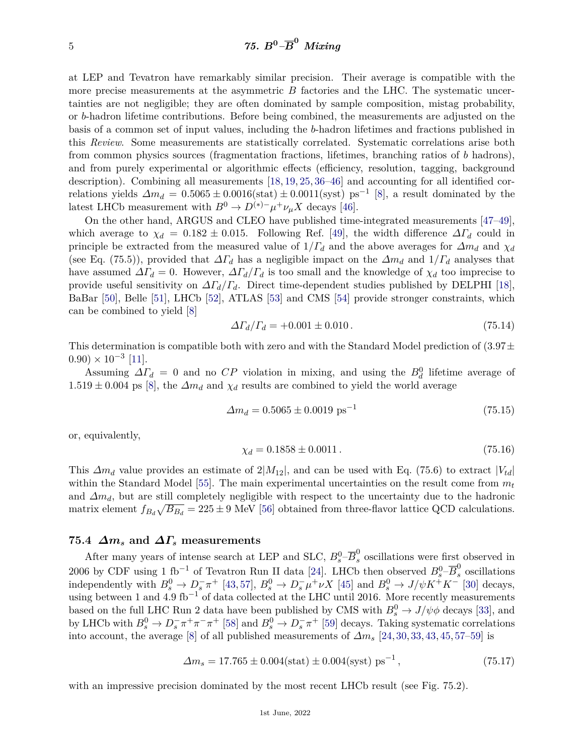at LEP and Tevatron have remarkably similar precision. Their average is compatible with the more precise measurements at the asymmetric $B$ factories and the LHC. The systematic uncertainties are not negligible; they are often dominated by sample composition, mistag probability, or $b$-hadron lifetime contributions. Before being combined, the measurements are adjusted on the basis of a common set of input values, including the $b$-hadron lifetimes and fractions published in this *Review*. Some measurements are statistically correlated. Systematic correlations arise both from common physics sources (fragmentation fractions, lifetimes, branching ratios of $b$ hadrons), and from purely experimental or algorithmic effects (efficiency, resolution, tagging, background description). Combining all measurements [18, 19, 25, 36–46] and accounting for all identified correlations yields $\Delta m_d = 0.5065 \pm 0.0016(\text{stat}) \pm 0.0011(\text{syst})$ ps$^{-1}$ [8], a result dominated by the latest LHCb measurement with $B^0 \to D^{(*)-}\mu^+\nu_\mu X$ decays [46].

On the other hand, ARGUS and CLEO have published time-integrated measurements [47–49], which average to $\chi_d = 0.182 \pm 0.015$. Following Ref. [49], the width difference $\Delta\Gamma_d$ could in principle be extracted from the measured value of $1/\Gamma_d$ and the above averages for $\Delta m_d$ and $\chi_d$ (see Eq. (75.5)), provided that $\Delta\Gamma_d$ has a negligible impact on the $\Delta m_d$ and $1/\Gamma_d$ analyses that have assumed $\Delta\Gamma_d = 0$. However, $\Delta\Gamma_d/\Gamma_d$ is too small and the knowledge of $\chi_d$ too imprecise to provide useful sensitivity on $\Delta\Gamma_d/\Gamma_d$. Direct time-dependent studies published by DELPHI [18], BaBar [50], Belle [51], LHCb [52], ATLAS [53] and CMS [54] provide stronger constraints, which can be combined to yield [8]

$$\Delta\Gamma_d/\Gamma_d = +0.001 \pm 0.010\,. \tag{75.14}$$

This determination is compatible both with zero and with the Standard Model prediction of $(3.97 \pm 0.90) \times 10^{-3}$ [11].

Assuming $\Delta\Gamma_d = 0$ and no $CP$ violation in mixing, and using the $B_d^0$ lifetime average of $1.519 \pm 0.004$ ps [8], the $\Delta m_d$ and $\chi_d$ results are combined to yield the world average

$$\Delta m_d = 0.5065 \pm 0.0019 \text{ ps}^{-1} \tag{75.15}$$

or, equivalently,

$$\chi_d = 0.1858 \pm 0.0011\,. \tag{75.16}$$

This $\Delta m_d$ value provides an estimate of $2|M_{12}|$, and can be used with Eq. (75.6) to extract $|V_{td}|$ within the Standard Model [55]. The main experimental uncertainties on the result come from $m_t$ and $\Delta m_d$, but are still completely negligible with respect to the uncertainty due to the hadronic matrix element $f_{B_d}\sqrt{B_{B_d}} = 225 \pm 9$ MeV [56] obtained from three-flavor lattice QCD calculations.

## 75.4 $\Delta m_s$ and $\Delta\Gamma_s$ measurements

After many years of intense search at LEP and SLC, $B_s^0$–$\overline{B}_s^0$ oscillations were first observed in 2006 by CDF using 1 fb$^{-1}$ of Tevatron Run II data [24]. LHCb then observed $B_s^0$–$\overline{B}_s^0$ oscillations independently with $B_s^0 \to D_s^-\pi^+$ [43, 57], $B_s^0 \to D_s^-\mu^+\nu X$ [45] and $B_s^0 \to J/\psi K^+K^-$ [30] decays, using between 1 and 4.9 fb$^{-1}$ of data collected at the LHC until 2016. More recently measurements based on the full LHC Run 2 data have been published by CMS with $B_s^0 \to J/\psi\phi$ decays [33], and by LHCb with $B_s^0 \to D_s^-\pi^+\pi^-\pi^+$ [58] and $B_s^0 \to D_s^-\pi^+$ [59] decays. Taking systematic correlations into account, the average [8] of all published measurements of $\Delta m_s$ [24, 30, 33, 43, 45, 57–59] is

$$\Delta m_s = 17.765 \pm 0.004(\text{stat}) \pm 0.004(\text{syst}) \text{ ps}^{-1}\,, \tag{75.17}$$

with an impressive precision dominated by the most recent LHCb result (see Fig. 75.2).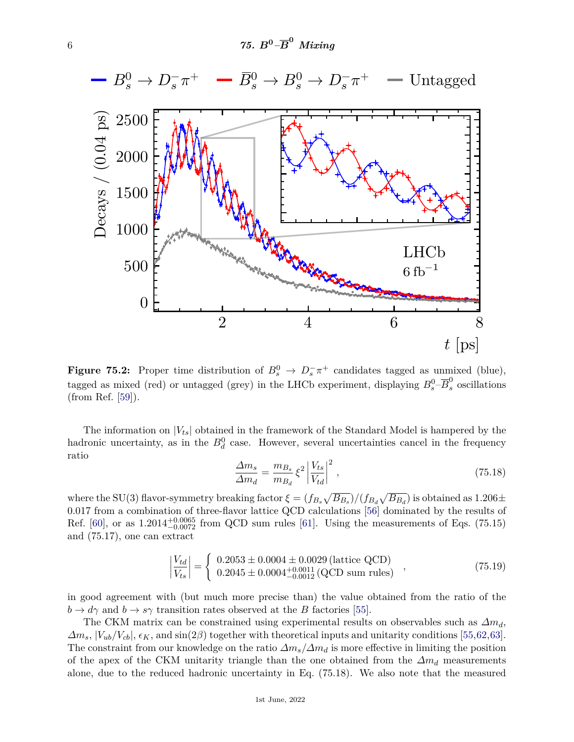**Figure 75.2:** Proper time distribution of $B_s^0 \to D_s^- \pi^+$ candidates tagged as unmixed (blue), tagged as mixed (red) or untagged (grey) in the LHCb experiment, displaying $B_s^0$–$\overline{B}_s^0$ oscillations (from Ref. [59]).

The information on $|V_{ts}|$ obtained in the framework of the Standard Model is hampered by the hadronic uncertainty, as in the $B_d^0$ case. However, several uncertainties cancel in the frequency ratio

$$\frac{\Delta m_s}{\Delta m_d} = \frac{m_{B_s}}{m_{B_d}} \xi^2 \left| \frac{V_{ts}}{V_{td}} \right|^2 , \tag{75.18}$$

where the SU(3) flavor-symmetry breaking factor $\xi = (f_{B_s}\sqrt{B_{B_s}})/(f_{B_d}\sqrt{B_{B_d}})$ is obtained as $1.206 \pm 0.017$ from a combination of three-flavor lattice QCD calculations [56] dominated by the results of Ref. [60], or as $1.2014^{+0.0065}_{-0.0072}$ from QCD sum rules [61]. Using the measurements of Eqs. (75.15) and (75.17), one can extract

$$\left| \frac{V_{td}}{V_{ts}} \right| = \begin{cases} 0.2053 \pm 0.0004 \pm 0.0029 \,(\text{lattice QCD}) \\ 0.2045 \pm 0.0004^{+0.0011}_{-0.0012} \,(\text{QCD sum rules}) \end{cases} , \tag{75.19}$$

in good agreement with (but much more precise than) the value obtained from the ratio of the $b \to d\gamma$ and $b \to s\gamma$ transition rates observed at the $B$ factories [55].

The CKM matrix can be constrained using experimental results on observables such as $\Delta m_d$, $\Delta m_s$, $|V_{ub}/V_{cb}|$, $\epsilon_K$, and $\sin(2\beta)$ together with theoretical inputs and unitarity conditions [55,62,63]. The constraint from our knowledge on the ratio $\Delta m_s/\Delta m_d$ is more effective in limiting the position of the apex of the CKM unitarity triangle than the one obtained from the $\Delta m_d$ measurements alone, due to the reduced hadronic uncertainty in Eq. (75.18). We also note that the measured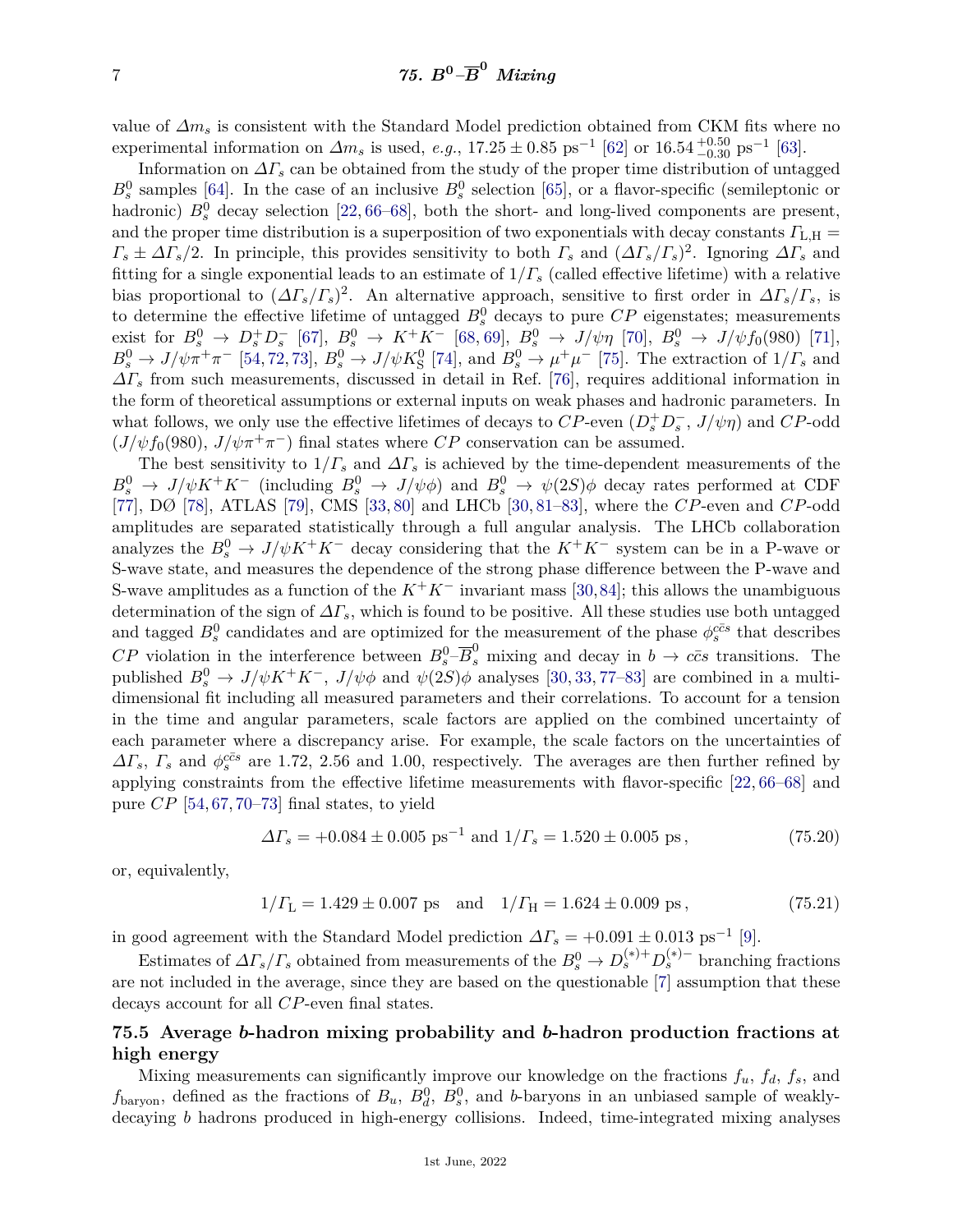value of $\Delta m_s$ is consistent with the Standard Model prediction obtained from CKM fits where no experimental information on $\Delta m_s$ is used, *e.g.*, $17.25 \pm 0.85$ ps$^{-1}$ [62] or $16.54\,^{+0.50}_{-0.30}$ ps$^{-1}$ [63].

Information on $\Delta\Gamma_s$ can be obtained from the study of the proper time distribution of untagged $B^0_s$ samples [64]. In the case of an inclusive $B^0_s$ selection [65], or a flavor-specific (semileptonic or hadronic) $B^0_s$ decay selection [22, 66–68], both the short- and long-lived components are present, and the proper time distribution is a superposition of two exponentials with decay constants $\Gamma_{\rm L,H} = \Gamma_s \pm \Delta\Gamma_s/2$. In principle, this provides sensitivity to both $\Gamma_s$ and $(\Delta\Gamma_s/\Gamma_s)^2$. Ignoring $\Delta\Gamma_s$ and fitting for a single exponential leads to an estimate of $1/\Gamma_s$ (called effective lifetime) with a relative bias proportional to $(\Delta\Gamma_s/\Gamma_s)^2$. An alternative approach, sensitive to first order in $\Delta\Gamma_s/\Gamma_s$, is to determine the effective lifetime of untagged $B^0_s$ decays to pure $CP$ eigenstates; measurements exist for $B^0_s \to D^+_s D^-_s$ [67], $B^0_s \to K^+K^-$ [68, 69], $B^0_s \to J/\psi\eta$ [70], $B^0_s \to J/\psi f_0(980)$ [71], $B^0_s \to J/\psi\pi^+\pi^-$ [54, 72, 73], $B^0_s \to J/\psi K^0_{\rm S}$ [74], and $B^0_s \to \mu^+\mu^-$ [75]. The extraction of $1/\Gamma_s$ and $\Delta\Gamma_s$ from such measurements, discussed in detail in Ref. [76], requires additional information in the form of theoretical assumptions or external inputs on weak phases and hadronic parameters. In what follows, we only use the effective lifetimes of decays to $CP$-even ($D^+_s D^-_s$, $J/\psi\eta$) and $CP$-odd ($J/\psi f_0(980)$, $J/\psi\pi^+\pi^-$) final states where $CP$ conservation can be assumed.

The best sensitivity to $1/\Gamma_s$ and $\Delta\Gamma_s$ is achieved by the time-dependent measurements of the $B^0_s \to J/\psi K^+K^-$ (including $B^0_s \to J/\psi\phi$) and $B^0_s \to \psi(2S)\phi$ decay rates performed at CDF [77], DØ [78], ATLAS [79], CMS [33, 80] and LHCb [30, 81–83], where the $CP$-even and $CP$-odd amplitudes are separated statistically through a full angular analysis. The LHCb collaboration analyzes the $B^0_s \to J/\psi K^+K^-$ decay considering that the $K^+K^-$ system can be in a P-wave or S-wave state, and measures the dependence of the strong phase difference between the P-wave and S-wave amplitudes as a function of the $K^+K^-$ invariant mass [30, 84]; this allows the unambiguous determination of the sign of $\Delta\Gamma_s$, which is found to be positive. All these studies use both untagged and tagged $B^0_s$ candidates and are optimized for the measurement of the phase $\phi^{c\bar{c}s}_s$ that describes $CP$ violation in the interference between $B^0_s$–$\overline{B}^0_s$ mixing and decay in $b \to c\bar{c}s$ transitions. The published $B^0_s \to J/\psi K^+K^-$, $J/\psi\phi$ and $\psi(2S)\phi$ analyses [30, 33, 77–83] are combined in a multi-dimensional fit including all measured parameters and their correlations. To account for a tension in the time and angular parameters, scale factors are applied on the combined uncertainty of each parameter where a discrepancy arise. For example, the scale factors on the uncertainties of $\Delta\Gamma_s$, $\Gamma_s$ and $\phi^{c\bar{c}s}_s$ are 1.72, 2.56 and 1.00, respectively. The averages are then further refined by applying constraints from the effective lifetime measurements with flavor-specific [22, 66–68] and pure $CP$ [54, 67, 70–73] final states, to yield

$$\Delta\Gamma_s = +0.084 \pm 0.005 \text{ ps}^{-1} \text{ and } 1/\Gamma_s = 1.520 \pm 0.005 \text{ ps}\,, \tag{75.20}$$

or, equivalently,

$$1/\Gamma_{\rm L} = 1.429 \pm 0.007 \text{ ps} \quad \text{and} \quad 1/\Gamma_{\rm H} = 1.624 \pm 0.009 \text{ ps}\,, \tag{75.21}$$

in good agreement with the Standard Model prediction $\Delta\Gamma_s = +0.091 \pm 0.013$ ps$^{-1}$ [9].

Estimates of $\Delta\Gamma_s/\Gamma_s$ obtained from measurements of the $B^0_s \to D^{(*)+}_s D^{(*)-}_s$ branching fractions are not included in the average, since they are based on the questionable [7] assumption that these decays account for all $CP$-even final states.

## 75.5 Average *b*-hadron mixing probability and *b*-hadron production fractions at high energy

Mixing measurements can significantly improve our knowledge on the fractions $f_u$, $f_d$, $f_s$, and $f_{\rm baryon}$, defined as the fractions of $B_u$, $B^0_d$, $B^0_s$, and $b$-baryons in an unbiased sample of weakly-decaying $b$ hadrons produced in high-energy collisions. Indeed, time-integrated mixing analyses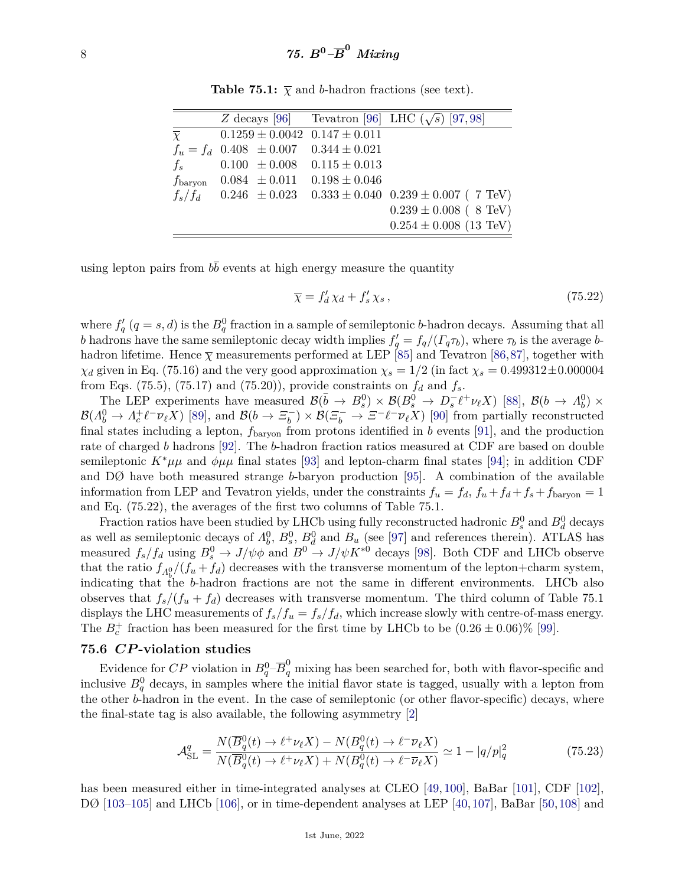**Table 75.1:** $\overline{\chi}$ and $b$-hadron fractions (see text).

| | $Z$ decays [96] | Tevatron [96] | LHC ($\sqrt{s}$) [97, 98] |
|---|---|---|---|
| $\overline{\chi}$ | $0.1259 \pm 0.0042$ | $0.147 \pm 0.011$ | |
| $f_u = f_d$ | $0.408 \pm 0.007$ | $0.344 \pm 0.021$ | |
| $f_s$ | $0.100 \pm 0.008$ | $0.115 \pm 0.013$ | |
| $f_{\rm baryon}$ | $0.084 \pm 0.011$ | $0.198 \pm 0.046$ | |
| $f_s/f_d$ | $0.246 \pm 0.023$ | $0.333 \pm 0.040$ | $0.239 \pm 0.007$ ( 7 TeV) |
| | | | $0.239 \pm 0.008$ ( 8 TeV) |
| | | | $0.254 \pm 0.008$ (13 TeV) |

using lepton pairs from $b\overline{b}$ events at high energy measure the quantity

$$\overline{\chi} = f'_d \chi_d + f'_s \chi_s\,, \tag{75.22}$$

where $f'_q$ ($q = s, d$) is the $B^0_q$ fraction in a sample of semileptonic $b$-hadron decays. Assuming that all $b$ hadrons have the same semileptonic decay width implies $f'_q = f_q/(\Gamma_q \tau_b)$, where $\tau_b$ is the average $b$-hadron lifetime. Hence $\overline{\chi}$ measurements performed at LEP [85] and Tevatron [86, 87], together with $\chi_d$ given in Eq. (75.16) and the very good approximation $\chi_s = 1/2$ (in fact $\chi_s = 0.499312 \pm 0.000004$ from Eqs. (75.5), (75.17) and (75.20)), provide constraints on $f_d$ and $f_s$.

The LEP experiments have measured $\mathcal{B}(\bar{b} \to B^0_s) \times \mathcal{B}(B^0_s \to D^-_s \ell^+ \nu_\ell X)$ [88], $\mathcal{B}(b \to \Lambda^0_b) \times \mathcal{B}(\Lambda^0_b \to \Lambda^+_c \ell^- \overline{\nu}_\ell X)$ [89], and $\mathcal{B}(b \to \Xi^-_b) \times \mathcal{B}(\Xi^-_b \to \Xi^- \ell^- \overline{\nu}_\ell X)$ [90] from partially reconstructed final states including a lepton, $f_{\rm baryon}$ from protons identified in $b$ events [91], and the production rate of charged $b$ hadrons [92]. The $b$-hadron fraction ratios measured at CDF are based on double semileptonic $K^*\mu\mu$ and $\phi\mu\mu$ final states [93] and lepton-charm final states [94]; in addition CDF and DØ have both measured strange $b$-baryon production [95]. A combination of the available information from LEP and Tevatron yields, under the constraints $f_u = f_d$, $f_u + f_d + f_s + f_{\rm baryon} = 1$ and Eq. (75.22), the averages of the first two columns of Table 75.1.

Fraction ratios have been studied by LHCb using fully reconstructed hadronic $B^0_s$ and $B^0_d$ decays as well as semileptonic decays of $\Lambda^0_b$, $B^0_s$, $B^0_d$ and $B_u$ (see [97] and references therein). ATLAS has measured $f_s/f_d$ using $B^0_s \to J/\psi\phi$ and $B^0 \to J/\psi K^{*0}$ decays [98]. Both CDF and LHCb observe that the ratio $f_{\Lambda^0_b}/(f_u + f_d)$ decreases with the transverse momentum of the lepton+charm system, indicating that the $b$-hadron fractions are not the same in different environments. LHCb also observes that $f_s/(f_u + f_d)$ decreases with transverse momentum. The third column of Table 75.1 displays the LHC measurements of $f_s/f_u = f_s/f_d$, which increase slowly with centre-of-mass energy. The $B^+_c$ fraction has been measured for the first time by LHCb to be $(0.26 \pm 0.06)\%$ [99].

## 75.6 *CP*-violation studies

Evidence for $CP$ violation in $B^0_q$–$\overline{B}^0_q$ mixing has been searched for, both with flavor-specific and inclusive $B^0_q$ decays, in samples where the initial flavor state is tagged, usually with a lepton from the other $b$-hadron in the event. In the case of semileptonic (or other flavor-specific) decays, where the final-state tag is also available, the following asymmetry [2]

$$\mathcal{A}^q_{\rm SL} = \frac{N(\overline{B}^0_q(t) \to \ell^+ \nu_\ell X) - N(B^0_q(t) \to \ell^- \overline{\nu}_\ell X)}{N(\overline{B}^0_q(t) \to \ell^+ \nu_\ell X) + N(B^0_q(t) \to \ell^- \overline{\nu}_\ell X)} \simeq 1 - |q/p|^2_q \tag{75.23}$$

has been measured either in time-integrated analyses at CLEO [49, 100], BaBar [101], CDF [102], DØ [103–105] and LHCb [106], or in time-dependent analyses at LEP [40, 107], BaBar [50, 108] and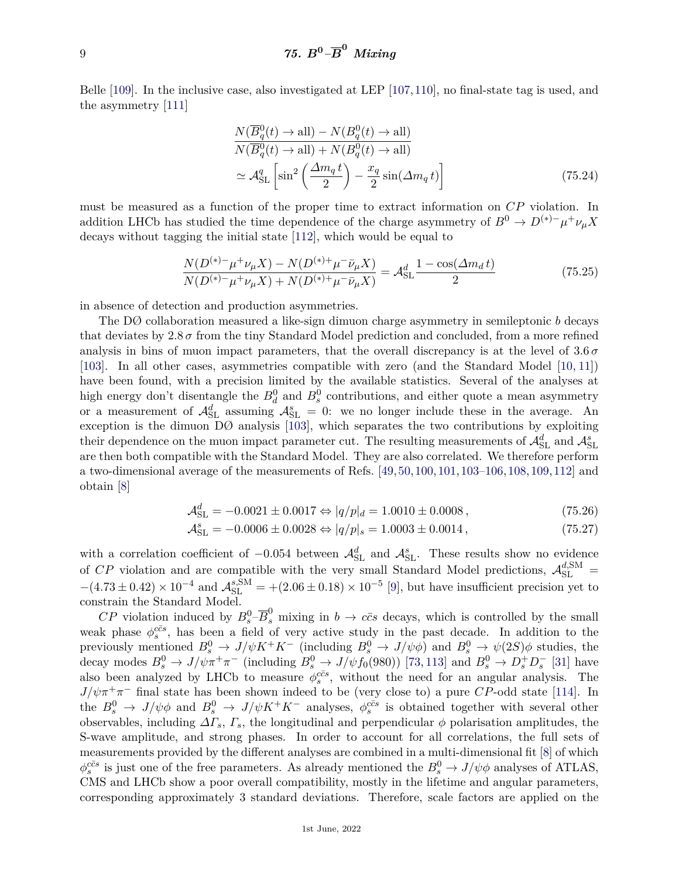Belle [109]. In the inclusive case, also investigated at LEP [107,110], no final-state tag is used, and the asymmetry [111]

$$\frac{N(\overline{B}^0_q(t) \to \text{all}) - N(B^0_q(t) \to \text{all})}{N(\overline{B}^0_q(t) \to \text{all}) + N(B^0_q(t) \to \text{all})} \simeq \mathcal{A}^q_{\text{SL}} \left[ \sin^2\left(\frac{\Delta m_q\, t}{2}\right) - \frac{x_q}{2} \sin(\Delta m_q\, t) \right] \tag{75.24}$$

must be measured as a function of the proper time to extract information on $CP$ violation. In addition LHCb has studied the time dependence of the charge asymmetry of $B^0 \to D^{(*)-}\mu^+\nu_\mu X$ decays without tagging the initial state [112], which would be equal to

$$\frac{N(D^{(*)-}\mu^+\nu_\mu X) - N(D^{(*)+}\mu^-\bar{\nu}_\mu X)}{N(D^{(*)-}\mu^+\nu_\mu X) + N(D^{(*)+}\mu^-\bar{\nu}_\mu X)} = \mathcal{A}^d_{\text{SL}} \frac{1 - \cos(\Delta m_d\, t)}{2} \tag{75.25}$$

in absence of detection and production asymmetries.

The DØ collaboration measured a like-sign dimuon charge asymmetry in semileptonic $b$ decays that deviates by $2.8\,\sigma$ from the tiny Standard Model prediction and concluded, from a more refined analysis in bins of muon impact parameters, that the overall discrepancy is at the level of $3.6\,\sigma$ [103]. In all other cases, asymmetries compatible with zero (and the Standard Model [10,11]) have been found, with a precision limited by the available statistics. Several of the analyses at high energy don't disentangle the $B^0_d$ and $B^0_s$ contributions, and either quote a mean asymmetry or a measurement of $\mathcal{A}^d_{\text{SL}}$ assuming $\mathcal{A}^s_{\text{SL}} = 0$: we no longer include these in the average. An exception is the dimuon DØ analysis [103], which separates the two contributions by exploiting their dependence on the muon impact parameter cut. The resulting measurements of $\mathcal{A}^d_{\text{SL}}$ and $\mathcal{A}^s_{\text{SL}}$ are then both compatible with the Standard Model. They are also correlated. We therefore perform a two-dimensional average of the measurements of Refs. [49,50,100,101,103–106,108,109,112] and obtain [8]

$$\mathcal{A}^d_{\text{SL}} = -0.0021 \pm 0.0017 \Leftrightarrow |q/p|_d = 1.0010 \pm 0.0008\,, \tag{75.26}$$

$$\mathcal{A}^s_{\text{SL}} = -0.0006 \pm 0.0028 \Leftrightarrow |q/p|_s = 1.0003 \pm 0.0014\,, \tag{75.27}$$

with a correlation coefficient of $-0.054$ between $\mathcal{A}^d_{\text{SL}}$ and $\mathcal{A}^s_{\text{SL}}$. These results show no evidence of $CP$ violation and are compatible with the very small Standard Model predictions, $\mathcal{A}^{d,\text{SM}}_{\text{SL}} = -(4.73 \pm 0.42) \times 10^{-4}$ and $\mathcal{A}^{s,\text{SM}}_{\text{SL}} = +(2.06 \pm 0.18) \times 10^{-5}$ [9], but have insufficient precision yet to constrain the Standard Model.

$CP$ violation induced by $B^0_s$–$\overline{B}^0_s$ mixing in $b \to c\bar{c}s$ decays, which is controlled by the small weak phase $\phi^{c\bar{c}s}_s$, has been a field of very active study in the past decade. In addition to the previously mentioned $B^0_s \to J/\psi K^+K^-$ (including $B^0_s \to J/\psi\phi$) and $B^0_s \to \psi(2S)\phi$ studies, the decay modes $B^0_s \to J/\psi\pi^+\pi^-$ (including $B^0_s \to J/\psi f_0(980)$) [73,113] and $B^0_s \to D^+_s D^-_s$ [31] have also been analyzed by LHCb to measure $\phi^{c\bar{c}s}_s$, without the need for an angular analysis. The $J/\psi\pi^+\pi^-$ final state has been shown indeed to be (very close to) a pure $CP$-odd state [114]. In the $B^0_s \to J/\psi\phi$ and $B^0_s \to J/\psi K^+K^-$ analyses, $\phi^{c\bar{c}s}_s$ is obtained together with several other observables, including $\Delta\Gamma_s$, $\Gamma_s$, the longitudinal and perpendicular $\phi$ polarisation amplitudes, the S-wave amplitude, and strong phases. In order to account for all correlations, the full sets of measurements provided by the different analyses are combined in a multi-dimensional fit [8] of which $\phi^{c\bar{c}s}_s$ is just one of the free parameters. As already mentioned the $B^0_s \to J/\psi\phi$ analyses of ATLAS, CMS and LHCb show a poor overall compatibility, mostly in the lifetime and angular parameters, corresponding approximately 3 standard deviations. Therefore, scale factors are applied on the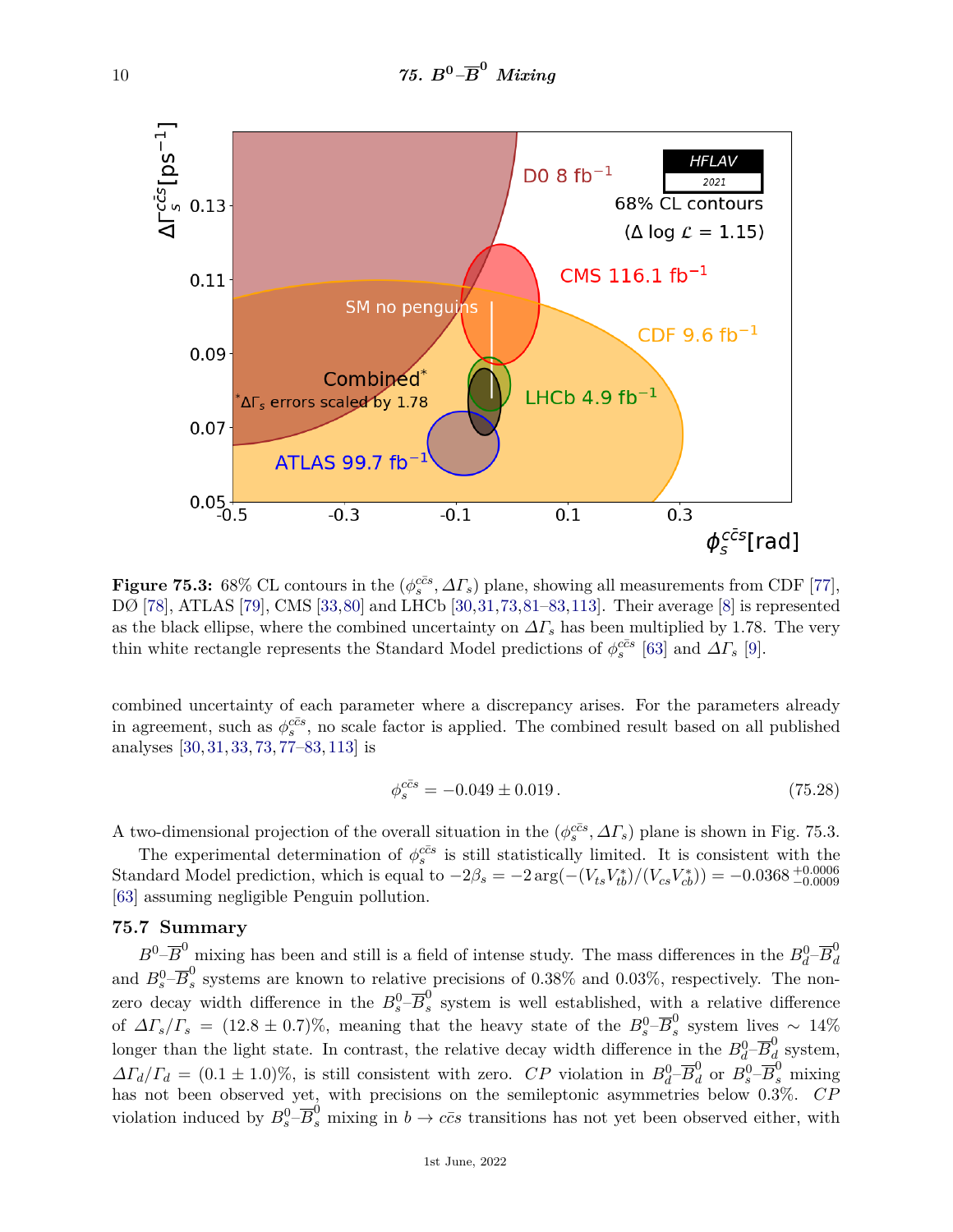**Figure 75.3:** 68% CL contours in the $(\phi_s^{c\bar{c}s}, \Delta\Gamma_s)$ plane, showing all measurements from CDF [77], DØ [78], ATLAS [79], CMS [33,80] and LHCb [30,31,73,81–83,113]. Their average [8] is represented as the black ellipse, where the combined uncertainty on $\Delta\Gamma_s$ has been multiplied by 1.78. The very thin white rectangle represents the Standard Model predictions of $\phi_s^{c\bar{c}s}$ [63] and $\Delta\Gamma_s$ [9].

combined uncertainty of each parameter where a discrepancy arises. For the parameters already in agreement, such as $\phi_s^{c\bar{c}s}$, no scale factor is applied. The combined result based on all published analyses [30,31,33,73,77–83,113] is

$$\phi_s^{c\bar{c}s} = -0.049 \pm 0.019\,. \tag{75.28}$$

A two-dimensional projection of the overall situation in the $(\phi_s^{c\bar{c}s}, \Delta\Gamma_s)$ plane is shown in Fig. 75.3.

The experimental determination of $\phi_s^{c\bar{c}s}$ is still statistically limited. It is consistent with the Standard Model prediction, which is equal to $-2\beta_s = -2\arg(-(V_{ts}V_{tb}^*)/(V_{cs}V_{cb}^*)) = -0.0368\,^{+0.0006}_{-0.0009}$ [63] assuming negligible Penguin pollution.

## 75.7 Summary

$B^0$–$\overline{B}^0$ mixing has been and still is a field of intense study. The mass differences in the $B_d^0$–$\overline{B}_d^0$ and $B_s^0$–$\overline{B}_s^0$ systems are known to relative precisions of 0.38% and 0.03%, respectively. The non-zero decay width difference in the $B_s^0$–$\overline{B}_s^0$ system is well established, with a relative difference of $\Delta\Gamma_s/\Gamma_s = (12.8 \pm 0.7)\%$, meaning that the heavy state of the $B_s^0$–$\overline{B}_s^0$ system lives $\sim 14\%$ longer than the light state. In contrast, the relative decay width difference in the $B_d^0$–$\overline{B}_d^0$ system, $\Delta\Gamma_d/\Gamma_d = (0.1 \pm 1.0)\%$, is still consistent with zero. $CP$ violation in $B_d^0$–$\overline{B}_d^0$ or $B_s^0$–$\overline{B}_s^0$ mixing has not been observed yet, with precisions on the semileptonic asymmetries below 0.3%. $CP$ violation induced by $B_s^0$–$\overline{B}_s^0$ mixing in $b \to c\bar{c}s$ transitions has not yet been observed either, with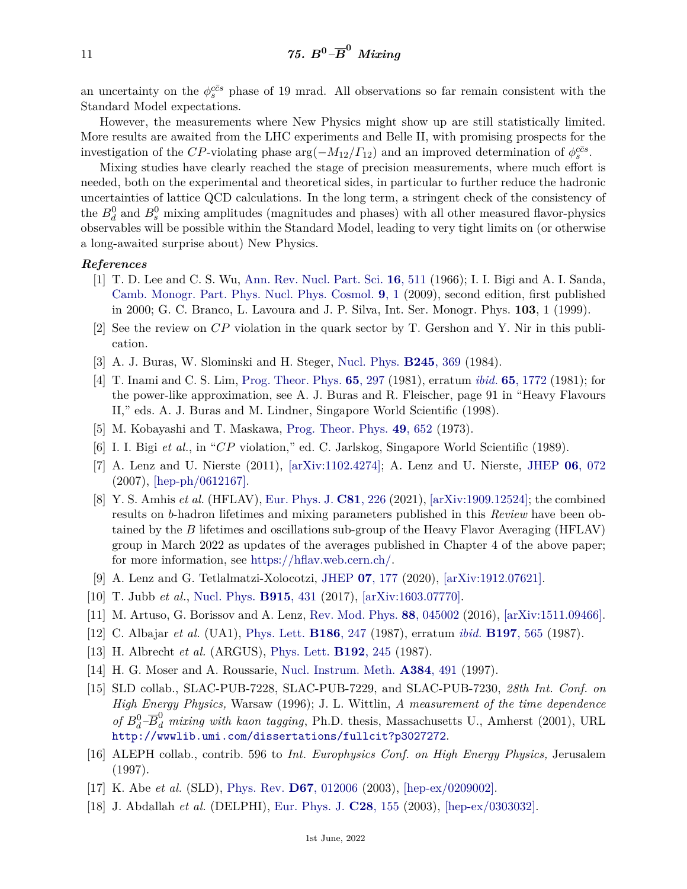an uncertainty on the $\phi_s^{c\bar{c}s}$ phase of 19 mrad. All observations so far remain consistent with the Standard Model expectations.

However, the measurements where New Physics might show up are still statistically limited. More results are awaited from the LHC experiments and Belle II, with promising prospects for the investigation of the $CP$-violating phase $\arg(-M_{12}/\Gamma_{12})$ and an improved determination of $\phi_s^{c\bar{c}s}$.

Mixing studies have clearly reached the stage of precision measurements, where much effort is needed, both on the experimental and theoretical sides, in particular to further reduce the hadronic uncertainties of lattice QCD calculations. In the long term, a stringent check of the consistency of the $B_d^0$ and $B_s^0$ mixing amplitudes (magnitudes and phases) with all other measured flavor-physics observables will be possible within the Standard Model, leading to very tight limits on (or otherwise a long-awaited surprise about) New Physics.

### *References*

[1] T. D. Lee and C. S. Wu, Ann. Rev. Nucl. Part. Sci. **16**, 511 (1966); I. I. Bigi and A. I. Sanda, Camb. Monogr. Part. Phys. Nucl. Phys. Cosmol. **9**, 1 (2009), second edition, first published in 2000; G. C. Branco, L. Lavoura and J. P. Silva, Int. Ser. Monogr. Phys. **103**, 1 (1999).

[2] See the review on $CP$ violation in the quark sector by T. Gershon and Y. Nir in this publication.

[3] A. J. Buras, W. Slominski and H. Steger, Nucl. Phys. **B245**, 369 (1984).

[4] T. Inami and C. S. Lim, Prog. Theor. Phys. **65**, 297 (1981), erratum *ibid.* **65**, 1772 (1981); for the power-like approximation, see A. J. Buras and R. Fleischer, page 91 in "Heavy Flavours II," eds. A. J. Buras and M. Lindner, Singapore World Scientific (1998).

[5] M. Kobayashi and T. Maskawa, Prog. Theor. Phys. **49**, 652 (1973).

[6] I. I. Bigi *et al.*, in "$CP$ violation," ed. C. Jarlskog, Singapore World Scientific (1989).

[7] A. Lenz and U. Nierste (2011), [arXiv:1102.4274]; A. Lenz and U. Nierste, JHEP **06**, 072 (2007), [hep-ph/0612167].

[8] Y. S. Amhis *et al.* (HFLAV), Eur. Phys. J. **C81**, 226 (2021), [arXiv:1909.12524]; the combined results on $b$-hadron lifetimes and mixing parameters published in this *Review* have been obtained by the $B$ lifetimes and oscillations sub-group of the Heavy Flavor Averaging (HFLAV) group in March 2022 as updates of the averages published in Chapter 4 of the above paper; for more information, see https://hflav.web.cern.ch/.

[9] A. Lenz and G. Tetlalmatzi-Xolocotzi, JHEP **07**, 177 (2020), [arXiv:1912.07621].

[10] T. Jubb *et al.*, Nucl. Phys. **B915**, 431 (2017), [arXiv:1603.07770].

[11] M. Artuso, G. Borissov and A. Lenz, Rev. Mod. Phys. **88**, 045002 (2016), [arXiv:1511.09466].

[12] C. Albajar *et al.* (UA1), Phys. Lett. **B186**, 247 (1987), erratum *ibid.* **B197**, 565 (1987).

[13] H. Albrecht *et al.* (ARGUS), Phys. Lett. **B192**, 245 (1987).

[14] H. G. Moser and A. Roussarie, Nucl. Instrum. Meth. **A384**, 491 (1997).

[15] SLD collab., SLAC-PUB-7228, SLAC-PUB-7229, and SLAC-PUB-7230, *28th Int. Conf. on High Energy Physics,* Warsaw (1996); J. L. Wittlin, *A measurement of the time dependence of $B_d^0$–$\overline{B}{}_d^0$ mixing with kaon tagging*, Ph.D. thesis, Massachusetts U., Amherst (2001), URL `http://wwwlib.umi.com/dissertations/fullcit?p3027272`.

[16] ALEPH collab., contrib. 596 to *Int. Europhysics Conf. on High Energy Physics,* Jerusalem (1997).

[17] K. Abe *et al.* (SLD), Phys. Rev. **D67**, 012006 (2003), [hep-ex/0209002].

[18] J. Abdallah *et al.* (DELPHI), Eur. Phys. J. **C28**, 155 (2003), [hep-ex/0303032].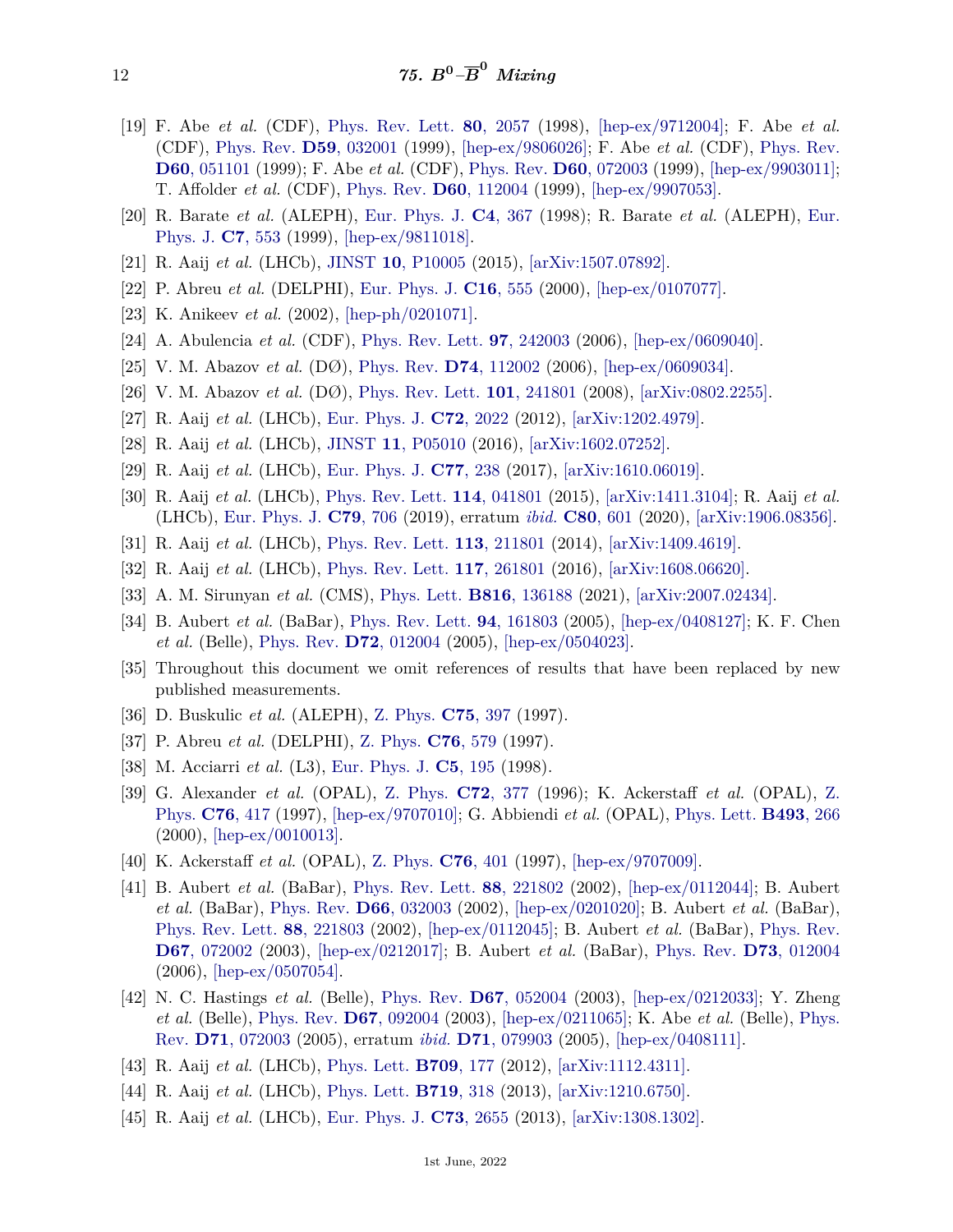[19] F. Abe *et al.* (CDF), Phys. Rev. Lett. **80**, 2057 (1998), [hep-ex/9712004]; F. Abe *et al.* (CDF), Phys. Rev. **D59**, 032001 (1999), [hep-ex/9806026]; F. Abe *et al.* (CDF), Phys. Rev. **D60**, 051101 (1999); F. Abe *et al.* (CDF), Phys. Rev. **D60**, 072003 (1999), [hep-ex/9903011]; T. Affolder *et al.* (CDF), Phys. Rev. **D60**, 112004 (1999), [hep-ex/9907053].

[20] R. Barate *et al.* (ALEPH), Eur. Phys. J. **C4**, 367 (1998); R. Barate *et al.* (ALEPH), Eur. Phys. J. **C7**, 553 (1999), [hep-ex/9811018].

[21] R. Aaij *et al.* (LHCb), JINST **10**, P10005 (2015), [arXiv:1507.07892].

[22] P. Abreu *et al.* (DELPHI), Eur. Phys. J. **C16**, 555 (2000), [hep-ex/0107077].

[23] K. Anikeev *et al.* (2002), [hep-ph/0201071].

[24] A. Abulencia *et al.* (CDF), Phys. Rev. Lett. **97**, 242003 (2006), [hep-ex/0609040].

[25] V. M. Abazov *et al.* (DØ), Phys. Rev. **D74**, 112002 (2006), [hep-ex/0609034].

[26] V. M. Abazov *et al.* (DØ), Phys. Rev. Lett. **101**, 241801 (2008), [arXiv:0802.2255].

[27] R. Aaij *et al.* (LHCb), Eur. Phys. J. **C72**, 2022 (2012), [arXiv:1202.4979].

[28] R. Aaij *et al.* (LHCb), JINST **11**, P05010 (2016), [arXiv:1602.07252].

[29] R. Aaij *et al.* (LHCb), Eur. Phys. J. **C77**, 238 (2017), [arXiv:1610.06019].

[30] R. Aaij *et al.* (LHCb), Phys. Rev. Lett. **114**, 041801 (2015), [arXiv:1411.3104]; R. Aaij *et al.* (LHCb), Eur. Phys. J. **C79**, 706 (2019), erratum *ibid.* **C80**, 601 (2020), [arXiv:1906.08356].

[31] R. Aaij *et al.* (LHCb), Phys. Rev. Lett. **113**, 211801 (2014), [arXiv:1409.4619].

[32] R. Aaij *et al.* (LHCb), Phys. Rev. Lett. **117**, 261801 (2016), [arXiv:1608.06620].

[33] A. M. Sirunyan *et al.* (CMS), Phys. Lett. **B816**, 136188 (2021), [arXiv:2007.02434].

[34] B. Aubert *et al.* (BaBar), Phys. Rev. Lett. **94**, 161803 (2005), [hep-ex/0408127]; K. F. Chen *et al.* (Belle), Phys. Rev. **D72**, 012004 (2005), [hep-ex/0504023].

[35] Throughout this document we omit references of results that have been replaced by new published measurements.

[36] D. Buskulic *et al.* (ALEPH), Z. Phys. **C75**, 397 (1997).

[37] P. Abreu *et al.* (DELPHI), Z. Phys. **C76**, 579 (1997).

[38] M. Acciarri *et al.* (L3), Eur. Phys. J. **C5**, 195 (1998).

[39] G. Alexander *et al.* (OPAL), Z. Phys. **C72**, 377 (1996); K. Ackerstaff *et al.* (OPAL), Z. Phys. **C76**, 417 (1997), [hep-ex/9707010]; G. Abbiendi *et al.* (OPAL), Phys. Lett. **B493**, 266 (2000), [hep-ex/0010013].

[40] K. Ackerstaff *et al.* (OPAL), Z. Phys. **C76**, 401 (1997), [hep-ex/9707009].

[41] B. Aubert *et al.* (BaBar), Phys. Rev. Lett. **88**, 221802 (2002), [hep-ex/0112044]; B. Aubert *et al.* (BaBar), Phys. Rev. **D66**, 032003 (2002), [hep-ex/0201020]; B. Aubert *et al.* (BaBar), Phys. Rev. Lett. **88**, 221803 (2002), [hep-ex/0112045]; B. Aubert *et al.* (BaBar), Phys. Rev. **D67**, 072002 (2003), [hep-ex/0212017]; B. Aubert *et al.* (BaBar), Phys. Rev. **D73**, 012004 (2006), [hep-ex/0507054].

[42] N. C. Hastings *et al.* (Belle), Phys. Rev. **D67**, 052004 (2003), [hep-ex/0212033]; Y. Zheng *et al.* (Belle), Phys. Rev. **D67**, 092004 (2003), [hep-ex/0211065]; K. Abe *et al.* (Belle), Phys. Rev. **D71**, 072003 (2005), erratum *ibid.* **D71**, 079903 (2005), [hep-ex/0408111].

[43] R. Aaij *et al.* (LHCb), Phys. Lett. **B709**, 177 (2012), [arXiv:1112.4311].

[44] R. Aaij *et al.* (LHCb), Phys. Lett. **B719**, 318 (2013), [arXiv:1210.6750].

[45] R. Aaij *et al.* (LHCb), Eur. Phys. J. **C73**, 2655 (2013), [arXiv:1308.1302].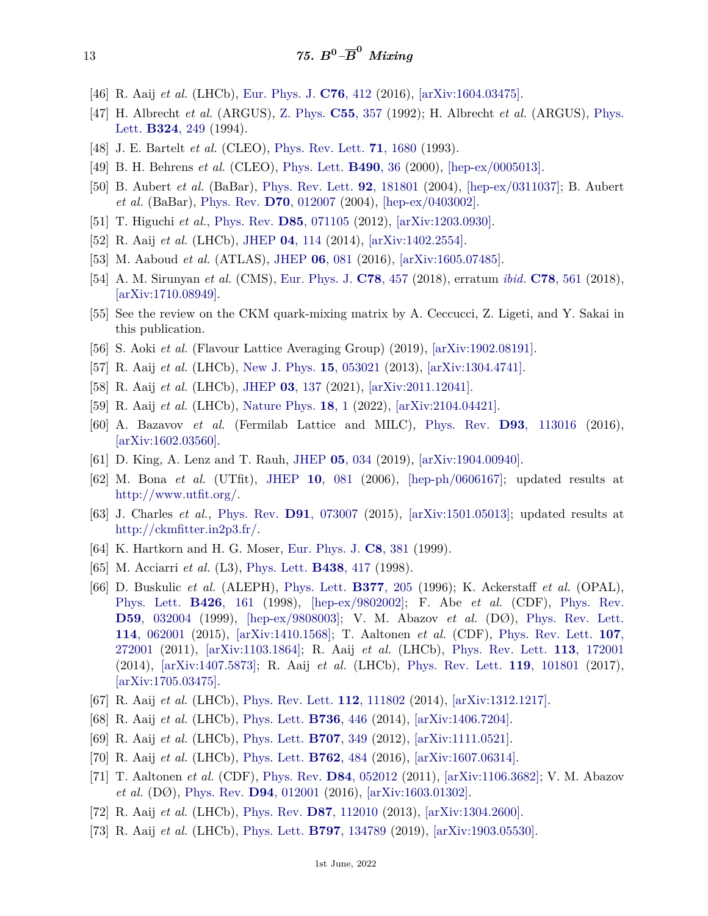[46] R. Aaij *et al.* (LHCb), Eur. Phys. J. **C76**, 412 (2016), [arXiv:1604.03475].

[47] H. Albrecht *et al.* (ARGUS), Z. Phys. **C55**, 357 (1992); H. Albrecht *et al.* (ARGUS), Phys. Lett. **B324**, 249 (1994).

[48] J. E. Bartelt *et al.* (CLEO), Phys. Rev. Lett. **71**, 1680 (1993).

[49] B. H. Behrens *et al.* (CLEO), Phys. Lett. **B490**, 36 (2000), [hep-ex/0005013].

[50] B. Aubert *et al.* (BaBar), Phys. Rev. Lett. **92**, 181801 (2004), [hep-ex/0311037]; B. Aubert *et al.* (BaBar), Phys. Rev. **D70**, 012007 (2004), [hep-ex/0403002].

[51] T. Higuchi *et al.*, Phys. Rev. **D85**, 071105 (2012), [arXiv:1203.0930].

[52] R. Aaij *et al.* (LHCb), JHEP **04**, 114 (2014), [arXiv:1402.2554].

[53] M. Aaboud *et al.* (ATLAS), JHEP **06**, 081 (2016), [arXiv:1605.07485].

[54] A. M. Sirunyan *et al.* (CMS), Eur. Phys. J. **C78**, 457 (2018), erratum *ibid.* **C78**, 561 (2018), [arXiv:1710.08949].

[55] See the review on the CKM quark-mixing matrix by A. Ceccucci, Z. Ligeti, and Y. Sakai in this publication.

[56] S. Aoki *et al.* (Flavour Lattice Averaging Group) (2019), [arXiv:1902.08191].

[57] R. Aaij *et al.* (LHCb), New J. Phys. **15**, 053021 (2013), [arXiv:1304.4741].

[58] R. Aaij *et al.* (LHCb), JHEP **03**, 137 (2021), [arXiv:2011.12041].

[59] R. Aaij *et al.* (LHCb), Nature Phys. **18**, 1 (2022), [arXiv:2104.04421].

[60] A. Bazavov *et al.* (Fermilab Lattice and MILC), Phys. Rev. **D93**, 113016 (2016), [arXiv:1602.03560].

[61] D. King, A. Lenz and T. Rauh, JHEP **05**, 034 (2019), [arXiv:1904.00940].

[62] M. Bona *et al.* (UTfit), JHEP **10**, 081 (2006), [hep-ph/0606167]; updated results at http://www.utfit.org/.

[63] J. Charles *et al.*, Phys. Rev. **D91**, 073007 (2015), [arXiv:1501.05013]; updated results at http://ckmfitter.in2p3.fr/.

[64] K. Hartkorn and H. G. Moser, Eur. Phys. J. **C8**, 381 (1999).

[65] M. Acciarri *et al.* (L3), Phys. Lett. **B438**, 417 (1998).

[66] D. Buskulic *et al.* (ALEPH), Phys. Lett. **B377**, 205 (1996); K. Ackerstaff *et al.* (OPAL), Phys. Lett. **B426**, 161 (1998), [hep-ex/9802002]; F. Abe *et al.* (CDF), Phys. Rev. **D59**, 032004 (1999), [hep-ex/9808003]; V. M. Abazov *et al.* (DØ), Phys. Rev. Lett. **114**, 062001 (2015), [arXiv:1410.1568]; T. Aaltonen *et al.* (CDF), Phys. Rev. Lett. **107**, 272001 (2011), [arXiv:1103.1864]; R. Aaij *et al.* (LHCb), Phys. Rev. Lett. **113**, 172001 (2014), [arXiv:1407.5873]; R. Aaij *et al.* (LHCb), Phys. Rev. Lett. **119**, 101801 (2017), [arXiv:1705.03475].

[67] R. Aaij *et al.* (LHCb), Phys. Rev. Lett. **112**, 111802 (2014), [arXiv:1312.1217].

[68] R. Aaij *et al.* (LHCb), Phys. Lett. **B736**, 446 (2014), [arXiv:1406.7204].

[69] R. Aaij *et al.* (LHCb), Phys. Lett. **B707**, 349 (2012), [arXiv:1111.0521].

[70] R. Aaij *et al.* (LHCb), Phys. Lett. **B762**, 484 (2016), [arXiv:1607.06314].

[71] T. Aaltonen *et al.* (CDF), Phys. Rev. **D84**, 052012 (2011), [arXiv:1106.3682]; V. M. Abazov *et al.* (DØ), Phys. Rev. **D94**, 012001 (2016), [arXiv:1603.01302].

[72] R. Aaij *et al.* (LHCb), Phys. Rev. **D87**, 112010 (2013), [arXiv:1304.2600].

[73] R. Aaij *et al.* (LHCb), Phys. Lett. **B797**, 134789 (2019), [arXiv:1903.05530].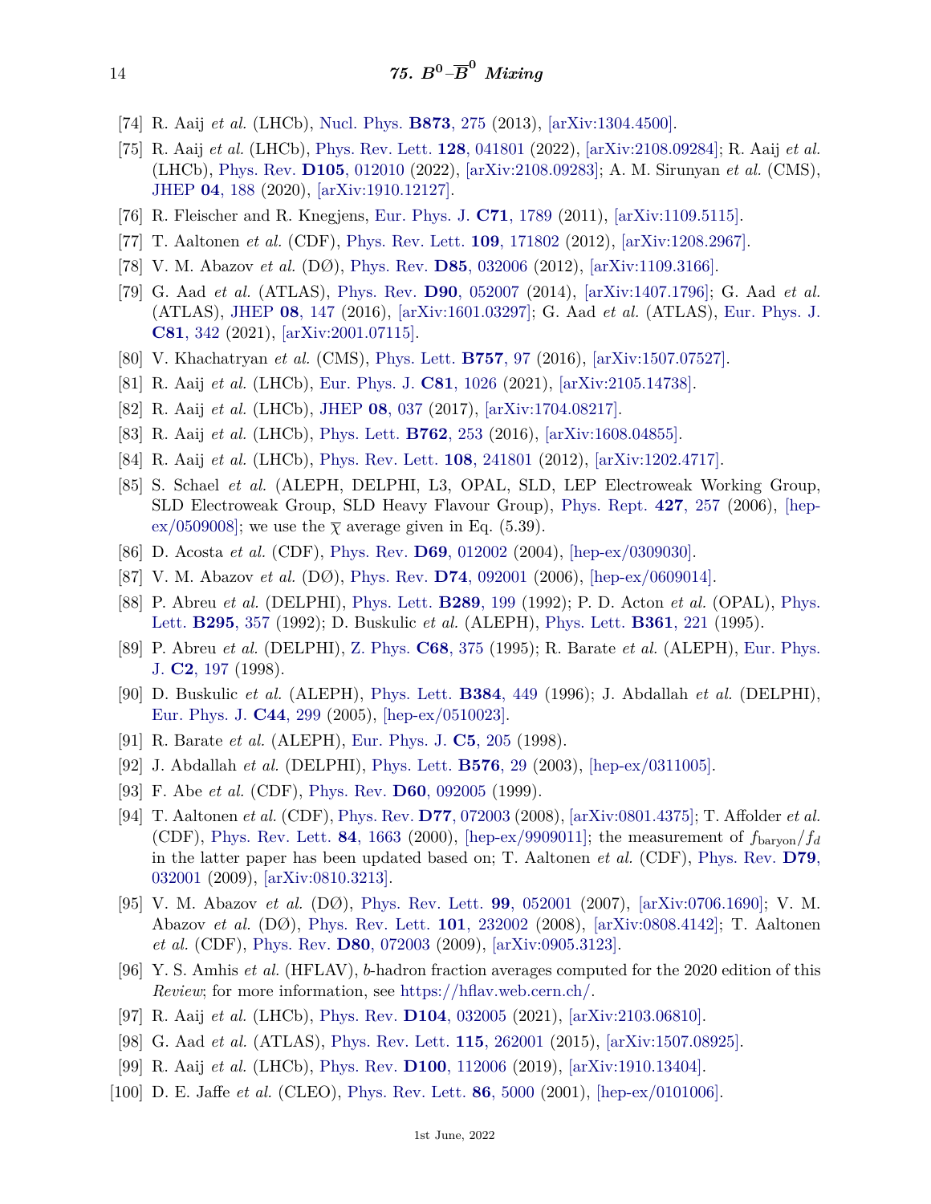[74] R. Aaij *et al.* (LHCb), Nucl. Phys. **B873**, 275 (2013), [arXiv:1304.4500].

[75] R. Aaij *et al.* (LHCb), Phys. Rev. Lett. **128**, 041801 (2022), [arXiv:2108.09284]; R. Aaij *et al.* (LHCb), Phys. Rev. **D105**, 012010 (2022), [arXiv:2108.09283]; A. M. Sirunyan *et al.* (CMS), JHEP **04**, 188 (2020), [arXiv:1910.12127].

[76] R. Fleischer and R. Knegjens, Eur. Phys. J. **C71**, 1789 (2011), [arXiv:1109.5115].

[77] T. Aaltonen *et al.* (CDF), Phys. Rev. Lett. **109**, 171802 (2012), [arXiv:1208.2967].

[78] V. M. Abazov *et al.* (DØ), Phys. Rev. **D85**, 032006 (2012), [arXiv:1109.3166].

[79] G. Aad *et al.* (ATLAS), Phys. Rev. **D90**, 052007 (2014), [arXiv:1407.1796]; G. Aad *et al.* (ATLAS), JHEP **08**, 147 (2016), [arXiv:1601.03297]; G. Aad *et al.* (ATLAS), Eur. Phys. J. **C81**, 342 (2021), [arXiv:2001.07115].

[80] V. Khachatryan *et al.* (CMS), Phys. Lett. **B757**, 97 (2016), [arXiv:1507.07527].

[81] R. Aaij *et al.* (LHCb), Eur. Phys. J. **C81**, 1026 (2021), [arXiv:2105.14738].

[82] R. Aaij *et al.* (LHCb), JHEP **08**, 037 (2017), [arXiv:1704.08217].

[83] R. Aaij *et al.* (LHCb), Phys. Lett. **B762**, 253 (2016), [arXiv:1608.04855].

[84] R. Aaij *et al.* (LHCb), Phys. Rev. Lett. **108**, 241801 (2012), [arXiv:1202.4717].

[85] S. Schael *et al.* (ALEPH, DELPHI, L3, OPAL, SLD, LEP Electroweak Working Group, SLD Electroweak Group, SLD Heavy Flavour Group), Phys. Rept. **427**, 257 (2006), [hep-ex/0509008]; we use the $\overline{\chi}$ average given in Eq. (5.39).

[86] D. Acosta *et al.* (CDF), Phys. Rev. **D69**, 012002 (2004), [hep-ex/0309030].

[87] V. M. Abazov *et al.* (DØ), Phys. Rev. **D74**, 092001 (2006), [hep-ex/0609014].

[88] P. Abreu *et al.* (DELPHI), Phys. Lett. **B289**, 199 (1992); P. D. Acton *et al.* (OPAL), Phys. Lett. **B295**, 357 (1992); D. Buskulic *et al.* (ALEPH), Phys. Lett. **B361**, 221 (1995).

[89] P. Abreu *et al.* (DELPHI), Z. Phys. **C68**, 375 (1995); R. Barate *et al.* (ALEPH), Eur. Phys. J. **C2**, 197 (1998).

[90] D. Buskulic *et al.* (ALEPH), Phys. Lett. **B384**, 449 (1996); J. Abdallah *et al.* (DELPHI), Eur. Phys. J. **C44**, 299 (2005), [hep-ex/0510023].

[91] R. Barate *et al.* (ALEPH), Eur. Phys. J. **C5**, 205 (1998).

[92] J. Abdallah *et al.* (DELPHI), Phys. Lett. **B576**, 29 (2003), [hep-ex/0311005].

[93] F. Abe *et al.* (CDF), Phys. Rev. **D60**, 092005 (1999).

[94] T. Aaltonen *et al.* (CDF), Phys. Rev. **D77**, 072003 (2008), [arXiv:0801.4375]; T. Affolder *et al.* (CDF), Phys. Rev. Lett. **84**, 1663 (2000), [hep-ex/9909011]; the measurement of $f_{\rm baryon}/f_d$ in the latter paper has been updated based on; T. Aaltonen *et al.* (CDF), Phys. Rev. **D79**, 032001 (2009), [arXiv:0810.3213].

[95] V. M. Abazov *et al.* (DØ), Phys. Rev. Lett. **99**, 052001 (2007), [arXiv:0706.1690]; V. M. Abazov *et al.* (DØ), Phys. Rev. Lett. **101**, 232002 (2008), [arXiv:0808.4142]; T. Aaltonen *et al.* (CDF), Phys. Rev. **D80**, 072003 (2009), [arXiv:0905.3123].

[96] Y. S. Amhis *et al.* (HFLAV), *b*-hadron fraction averages computed for the 2020 edition of this *Review*; for more information, see https://hflav.web.cern.ch/.

[97] R. Aaij *et al.* (LHCb), Phys. Rev. **D104**, 032005 (2021), [arXiv:2103.06810].

[98] G. Aad *et al.* (ATLAS), Phys. Rev. Lett. **115**, 262001 (2015), [arXiv:1507.08925].

[99] R. Aaij *et al.* (LHCb), Phys. Rev. **D100**, 112006 (2019), [arXiv:1910.13404].

[100] D. E. Jaffe *et al.* (CLEO), Phys. Rev. Lett. **86**, 5000 (2001), [hep-ex/0101006].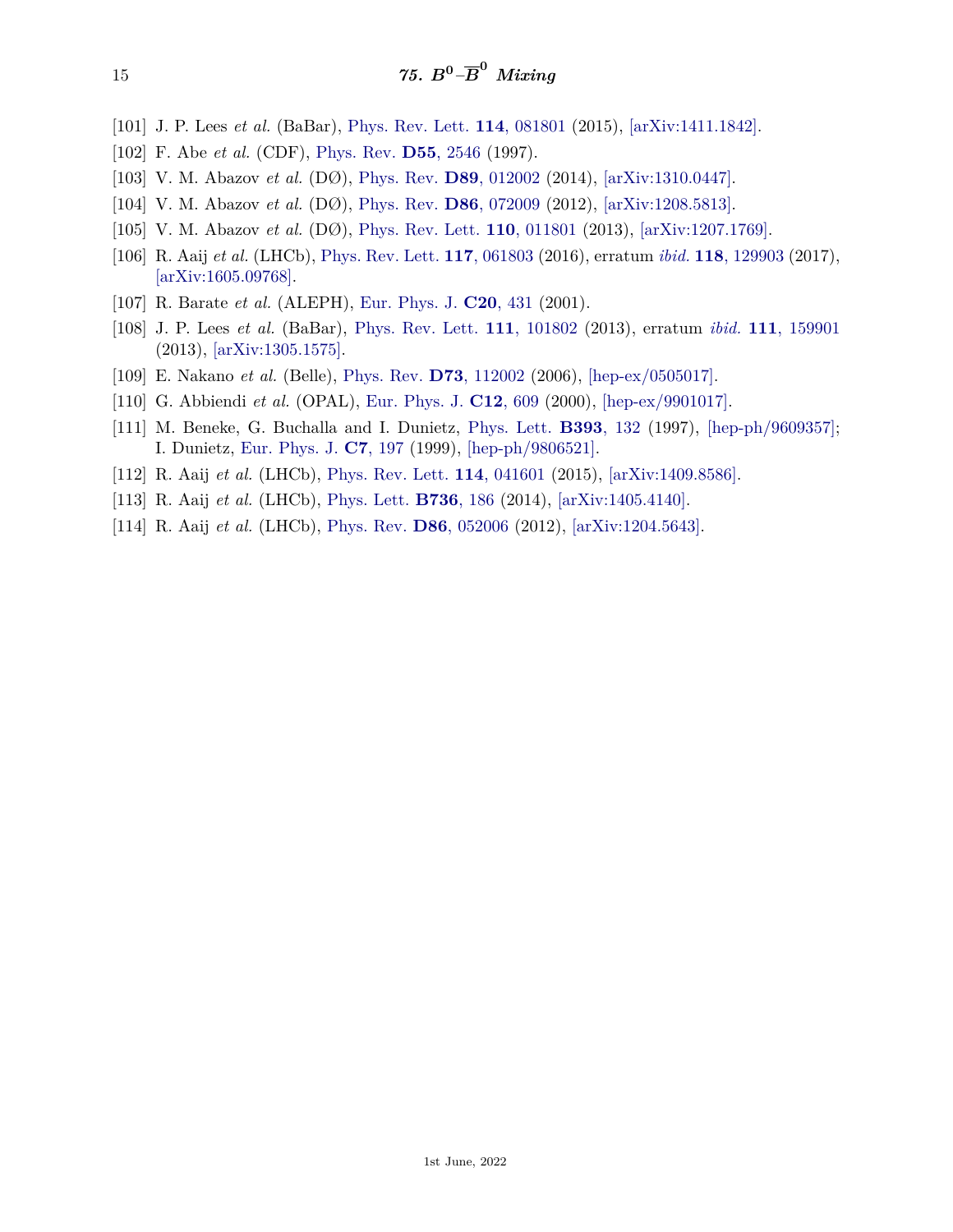[101] J. P. Lees *et al.* (BaBar), Phys. Rev. Lett. **114**, 081801 (2015), [arXiv:1411.1842].

[102] F. Abe *et al.* (CDF), Phys. Rev. **D55**, 2546 (1997).

[103] V. M. Abazov *et al.* (DØ), Phys. Rev. **D89**, 012002 (2014), [arXiv:1310.0447].

[104] V. M. Abazov *et al.* (DØ), Phys. Rev. **D86**, 072009 (2012), [arXiv:1208.5813].

[105] V. M. Abazov *et al.* (DØ), Phys. Rev. Lett. **110**, 011801 (2013), [arXiv:1207.1769].

[106] R. Aaij *et al.* (LHCb), Phys. Rev. Lett. **117**, 061803 (2016), erratum *ibid.* **118**, 129903 (2017), [arXiv:1605.09768].

[107] R. Barate *et al.* (ALEPH), Eur. Phys. J. **C20**, 431 (2001).

[108] J. P. Lees *et al.* (BaBar), Phys. Rev. Lett. **111**, 101802 (2013), erratum *ibid.* **111**, 159901 (2013), [arXiv:1305.1575].

[109] E. Nakano *et al.* (Belle), Phys. Rev. **D73**, 112002 (2006), [hep-ex/0505017].

[110] G. Abbiendi *et al.* (OPAL), Eur. Phys. J. **C12**, 609 (2000), [hep-ex/9901017].

[111] M. Beneke, G. Buchalla and I. Dunietz, Phys. Lett. **B393**, 132 (1997), [hep-ph/9609357]; I. Dunietz, Eur. Phys. J. **C7**, 197 (1999), [hep-ph/9806521].

[112] R. Aaij *et al.* (LHCb), Phys. Rev. Lett. **114**, 041601 (2015), [arXiv:1409.8586].

[113] R. Aaij *et al.* (LHCb), Phys. Lett. **B736**, 186 (2014), [arXiv:1405.4140].

[114] R. Aaij *et al.* (LHCb), Phys. Rev. **D86**, 052006 (2012), [arXiv:1204.5643].